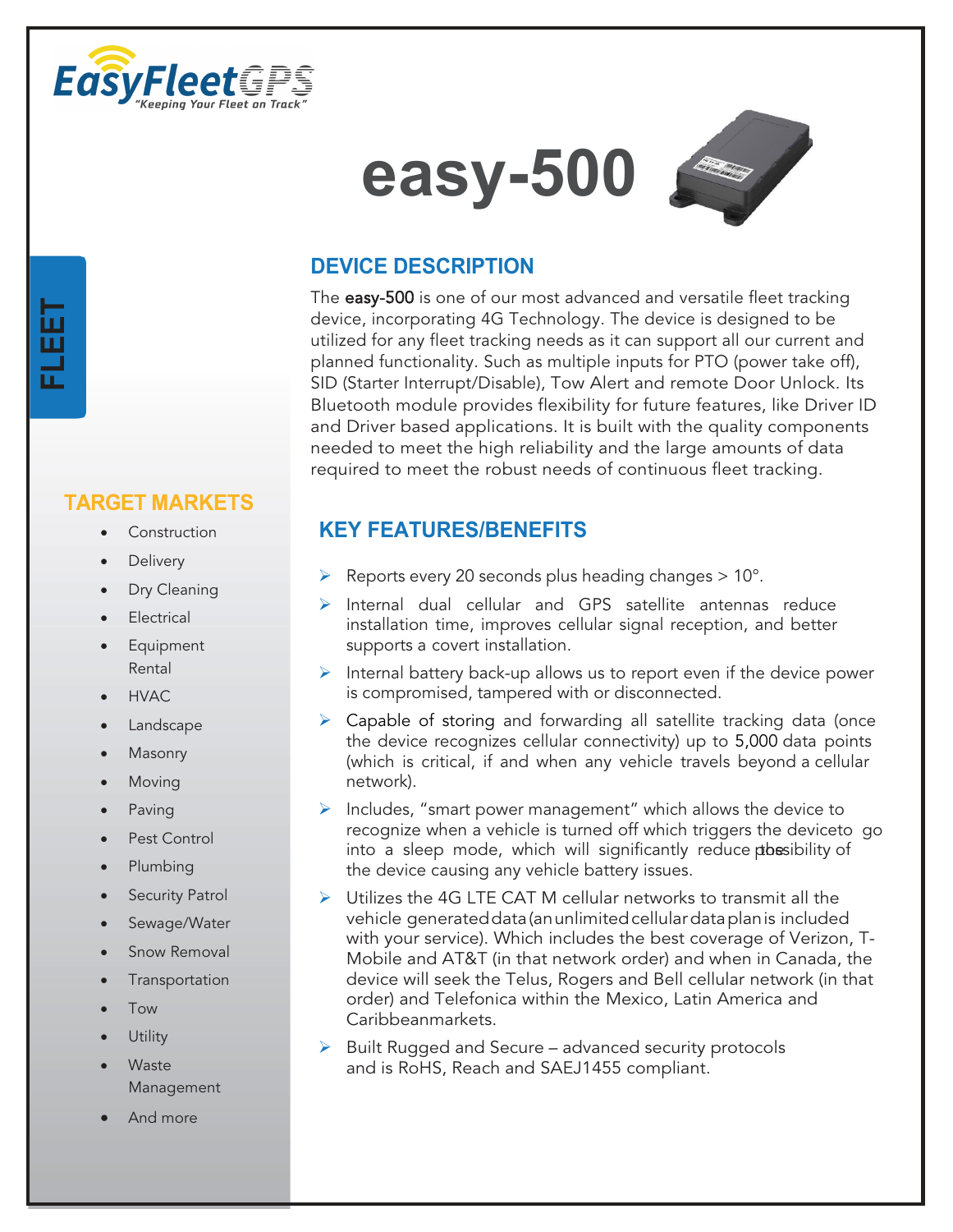EasyFleetGPS
*"Keeping Your Fleet on Track"*

# easy-500

FLEET

## DEVICE DESCRIPTION

The **easy-500** is one of our most advanced and versatile fleet tracking device, incorporating 4G Technology. The device is designed to be utilized for any fleet tracking needs as it can support all our current and planned functionality. Such as multiple inputs for PTO (power take off), SID (Starter Interrupt/Disable), Tow Alert and remote Door Unlock. Its Bluetooth module provides flexibility for future features, like Driver ID and Driver based applications. It is built with the quality components needed to meet the high reliability and the large amounts of data required to meet the robust needs of continuous fleet tracking.

## TARGET MARKETS

- Construction
- Delivery
- Dry Cleaning
- Electrical
- Equipment Rental
- HVAC
- Landscape
- Masonry
- Moving
- Paving
- Pest Control
- Plumbing
- Security Patrol
- Sewage/Water
- Snow Removal
- Transportation
- Tow
- Utility
- Waste Management
- And more

## KEY FEATURES/BENEFITS

- Reports every 20 seconds plus heading changes > 10°.
- Internal dual cellular and GPS satellite antennas reduce installation time, improves cellular signal reception, and better supports a covert installation.
- Internal battery back-up allows us to report even if the device power is compromised, tampered with or disconnected.
- Capable of storing and forwarding all satellite tracking data (once the device recognizes cellular connectivity) up to 5,000 data points (which is critical, if and when any vehicle travels beyond a cellular network).
- Includes, "smart power management" which allows the device to recognize when a vehicle is turned off which triggers the deviceto go into a sleep mode, which will significantly reduce the possibility of the device causing any vehicle battery issues.
- Utilizes the 4G LTE CAT M cellular networks to transmit all the vehicle generated data (an unlimited cellular data plan is included with your service). Which includes the best coverage of Verizon, T-Mobile and AT&T (in that network order) and when in Canada, the device will seek the Telus, Rogers and Bell cellular network (in that order) and Telefonica within the Mexico, Latin America and Caribbeanmarkets.
- Built Rugged and Secure – advanced security protocols and is RoHS, Reach and SAEJ1455 compliant.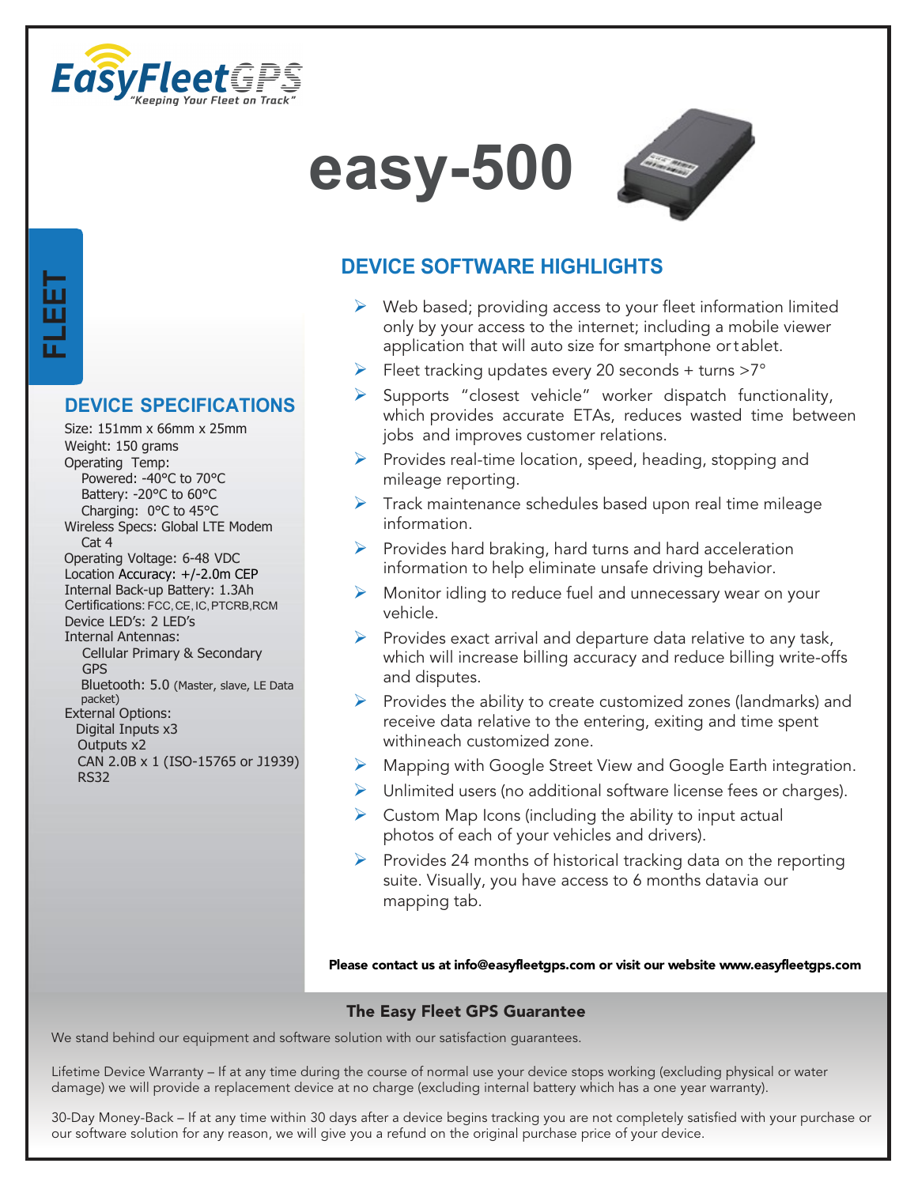EasyFleetGPS
*"Keeping Your Fleet on Track"*

# easy-500

FLEET

## DEVICE SPECIFICATIONS

Size: 151mm x 66mm x 25mm
Weight: 150 grams
Operating Temp:
 Powered: -40°C to 70°C
 Battery: -20°C to 60°C
 Charging: 0°C to 45°C
Wireless Specs: Global LTE Modem Cat 4
Operating Voltage: 6-48 VDC
Location Accuracy: +/-2.0m CEP
Internal Back-up Battery: 1.3Ah
Certifications: FCC, CE, IC, PTCRB, RCM
Device LED's: 2 LED's
Internal Antennas:
 Cellular Primary & Secondary
 GPS
 Bluetooth: 5.0 (Master, slave, LE Data packet)
External Options:
 Digital Inputs x3
 Outputs x2
 CAN 2.0B x 1 (ISO-15765 or J1939)
 RS32

## DEVICE SOFTWARE HIGHLIGHTS

- Web based; providing access to your fleet information limited only by your access to the internet; including a mobile viewer application that will auto size for smartphone or tablet.
- Fleet tracking updates every 20 seconds + turns >7°
- Supports "closest vehicle" worker dispatch functionality, which provides accurate ETAs, reduces wasted time between jobs and improves customer relations.
- Provides real-time location, speed, heading, stopping and mileage reporting.
- Track maintenance schedules based upon real time mileage information.
- Provides hard braking, hard turns and hard acceleration information to help eliminate unsafe driving behavior.
- Monitor idling to reduce fuel and unnecessary wear on your vehicle.
- Provides exact arrival and departure data relative to any task, which will increase billing accuracy and reduce billing write-offs and disputes.
- Provides the ability to create customized zones (landmarks) and receive data relative to the entering, exiting and time spent withineach customized zone.
- Mapping with Google Street View and Google Earth integration.
- Unlimited users (no additional software license fees or charges).
- Custom Map Icons (including the ability to input actual photos of each of your vehicles and drivers).
- Provides 24 months of historical tracking data on the reporting suite. Visually, you have access to 6 months datavia our mapping tab.

**Please contact us at info@easyfleetgps.com or visit our website www.easyfleetgps.com**

### The Easy Fleet GPS Guarantee

We stand behind our equipment and software solution with our satisfaction guarantees.

Lifetime Device Warranty – If at any time during the course of normal use your device stops working (excluding physical or water damage) we will provide a replacement device at no charge (excluding internal battery which has a one year warranty).

30-Day Money-Back – If at any time within 30 days after a device begins tracking you are not completely satisfied with your purchase or our software solution for any reason, we will give you a refund on the original purchase price of your device.